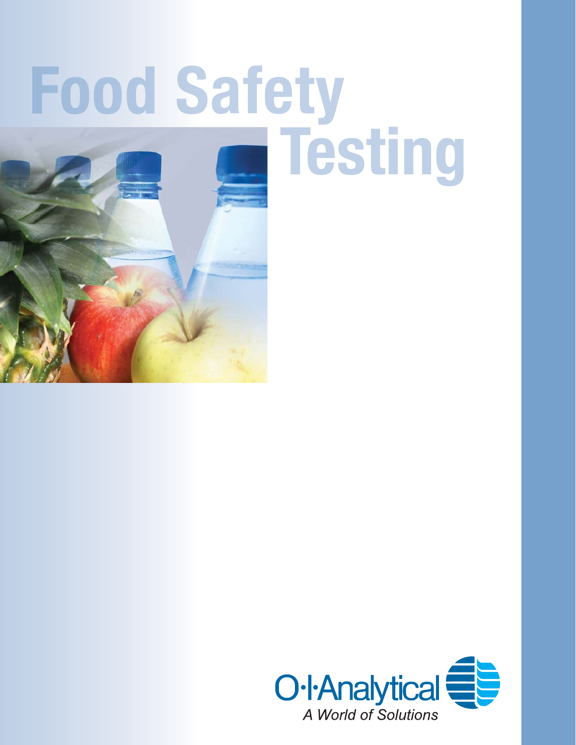# Food Safety Testing

O·I·Analytical

*A World of Solutions*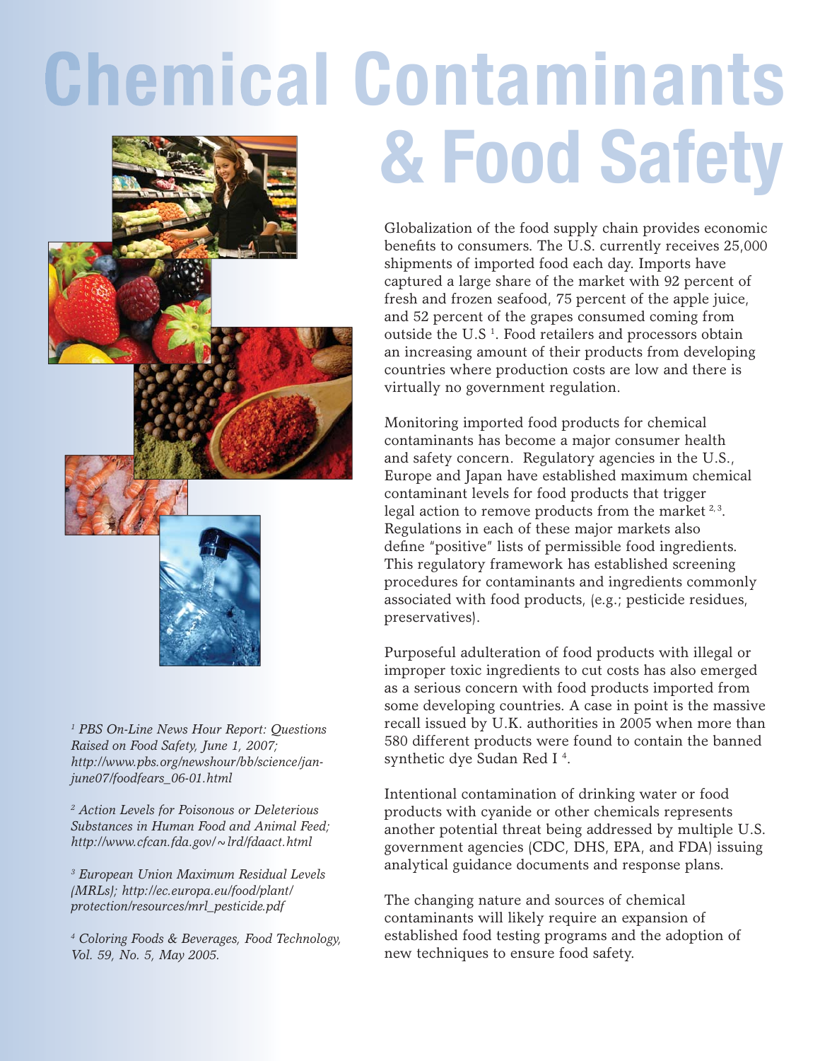# Chemical Contaminants & Food Safety

Globalization of the food supply chain provides economic benefits to consumers. The U.S. currently receives 25,000 shipments of imported food each day. Imports have captured a large share of the market with 92 percent of fresh and frozen seafood, 75 percent of the apple juice, and 52 percent of the grapes consumed coming from outside the U.S [1]. Food retailers and processors obtain an increasing amount of their products from developing countries where production costs are low and there is virtually no government regulation.

Monitoring imported food products for chemical contaminants has become a major consumer health and safety concern. Regulatory agencies in the U.S., Europe and Japan have established maximum chemical contaminant levels for food products that trigger legal action to remove products from the market [2, 3]. Regulations in each of these major markets also define "positive" lists of permissible food ingredients. This regulatory framework has established screening procedures for contaminants and ingredients commonly associated with food products, (e.g.; pesticide residues, preservatives).

Purposeful adulteration of food products with illegal or improper toxic ingredients to cut costs has also emerged as a serious concern with food products imported from some developing countries. A case in point is the massive recall issued by U.K. authorities in 2005 when more than 580 different products were found to contain the banned synthetic dye Sudan Red I [4].

Intentional contamination of drinking water or food products with cyanide or other chemicals represents another potential threat being addressed by multiple U.S. government agencies (CDC, DHS, EPA, and FDA) issuing analytical guidance documents and response plans.

The changing nature and sources of chemical contaminants will likely require an expansion of established food testing programs and the adoption of new techniques to ensure food safety.

*[1] PBS On-Line News Hour Report: Questions Raised on Food Safety, June 1, 2007; http://www.pbs.org/newshour/bb/science/jan-june07/foodfears_06-01.html*

*[2] Action Levels for Poisonous or Deleterious Substances in Human Food and Animal Feed; http://www.cfcan.fda.gov/~lrd/fdaact.html*

*[3] European Union Maximum Residual Levels (MRLs); http://ec.europa.eu/food/plant/protection/resources/mrl_pesticide.pdf*

*[4] Coloring Foods & Beverages, Food Technology, Vol. 59, No. 5, May 2005.*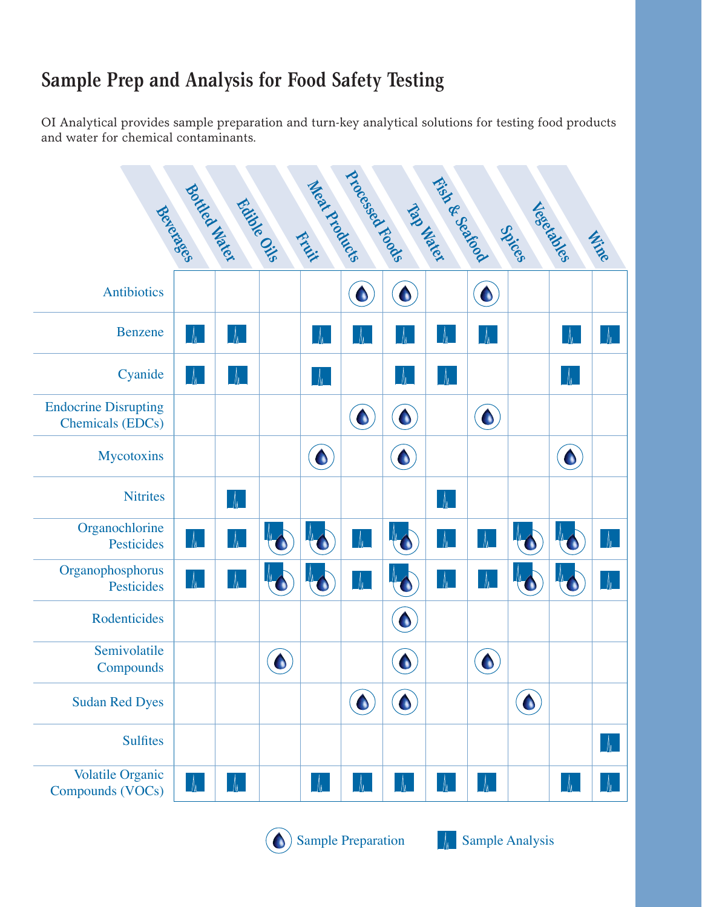# Sample Prep and Analysis for Food Safety Testing

OI Analytical provides sample preparation and turn-key analytical solutions for testing food products and water for chemical contaminants.

| | Beverages | Bottled Water | Edible Oils | Fruit | Meat Products | Processed Foods | Tap Water | Fish & Seafood | Spices | Vegetables | Wine |
|---|---|---|---|---|---|---|---|---|---|---|---|
| Antibiotics | | | | | Sample Preparation | Sample Preparation | | Sample Preparation | | | |
| Benzene | Sample Analysis | Sample Analysis | | Sample Analysis | Sample Analysis | Sample Analysis | Sample Analysis | Sample Analysis | | Sample Analysis | Sample Analysis |
| Cyanide | Sample Analysis | Sample Analysis | | Sample Analysis | | Sample Analysis | Sample Analysis | | | Sample Analysis | |
| Endocrine Disrupting Chemicals (EDCs) | | | | | Sample Preparation | Sample Preparation | | Sample Preparation | | | |
| Mycotoxins | | | | Sample Preparation | | Sample Preparation | | | | Sample Preparation | |
| Nitrites | | Sample Analysis | | | | | Sample Analysis | | | | |
| Organochlorine Pesticides | Sample Analysis | Sample Analysis | Sample Analysis, Sample Preparation | Sample Analysis, Sample Preparation | Sample Analysis | Sample Analysis, Sample Preparation | Sample Analysis | Sample Analysis | Sample Analysis, Sample Preparation | Sample Analysis, Sample Preparation | Sample Analysis |
| Organophosphorus Pesticides | Sample Analysis | Sample Analysis | Sample Analysis, Sample Preparation | Sample Analysis, Sample Preparation | Sample Analysis | Sample Analysis, Sample Preparation | Sample Analysis | Sample Analysis | Sample Analysis, Sample Preparation | Sample Analysis, Sample Preparation | Sample Analysis |
| Rodenticides | | | | | | Sample Preparation | | | | | |
| Semivolatile Compounds | | | Sample Preparation | | | Sample Preparation | | Sample Preparation | | | |
| Sudan Red Dyes | | | | | Sample Preparation | Sample Preparation | | | Sample Preparation | | |
| Sulfites | | | | | | | | | | | Sample Analysis |
| Volatile Organic Compounds (VOCs) | Sample Analysis | Sample Analysis | | Sample Analysis | Sample Analysis | Sample Analysis | Sample Analysis | Sample Analysis | | Sample Analysis | Sample Analysis |

Sample Preparation    Sample Analysis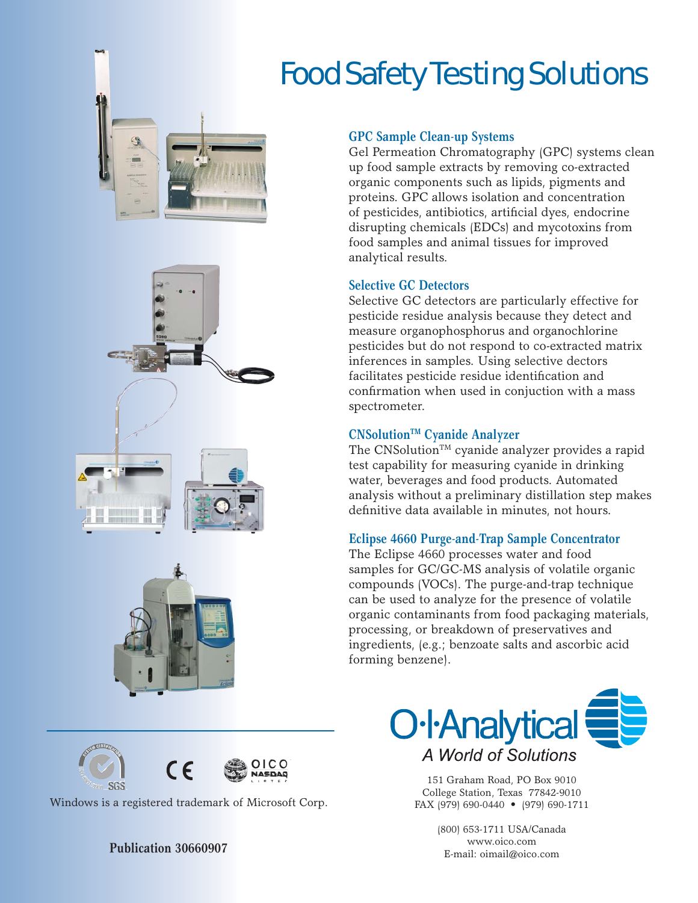# Food Safety Testing Solutions

## GPC Sample Clean-up Systems

Gel Permeation Chromatography (GPC) systems clean up food sample extracts by removing co-extracted organic components such as lipids, pigments and proteins. GPC allows isolation and concentration of pesticides, antibiotics, artificial dyes, endocrine disrupting chemicals (EDCs) and mycotoxins from food samples and animal tissues for improved analytical results.

## Selective GC Detectors

Selective GC detectors are particularly effective for pesticide residue analysis because they detect and measure organophosphorus and organochlorine pesticides but do not respond to co-extracted matrix inferences in samples. Using selective dectors facilitates pesticide residue identification and confirmation when used in conjuction with a mass spectrometer.

## CNSolution™ Cyanide Analyzer

The CNSolution™ cyanide analyzer provides a rapid test capability for measuring cyanide in drinking water, beverages and food products. Automated analysis without a preliminary distillation step makes definitive data available in minutes, not hours.

## Eclipse 4660 Purge-and-Trap Sample Concentrator

The Eclipse 4660 processes water and food samples for GC/GC-MS analysis of volatile organic compounds (VOCs). The purge-and-trap technique can be used to analyze for the presence of volatile organic contaminants from food packaging materials, processing, or breakdown of preservatives and ingredients, (e.g.; benzoate salts and ascorbic acid forming benzene).

Windows is a registered trademark of Microsoft Corp.

**Publication 30660907**

O·I·Analytical
*A World of Solutions*

151 Graham Road, PO Box 9010
College Station, Texas 77842-9010
FAX (979) 690-0440 • (979) 690-1711

(800) 653-1711 USA/Canada
www.oico.com
E-mail: oimail@oico.com